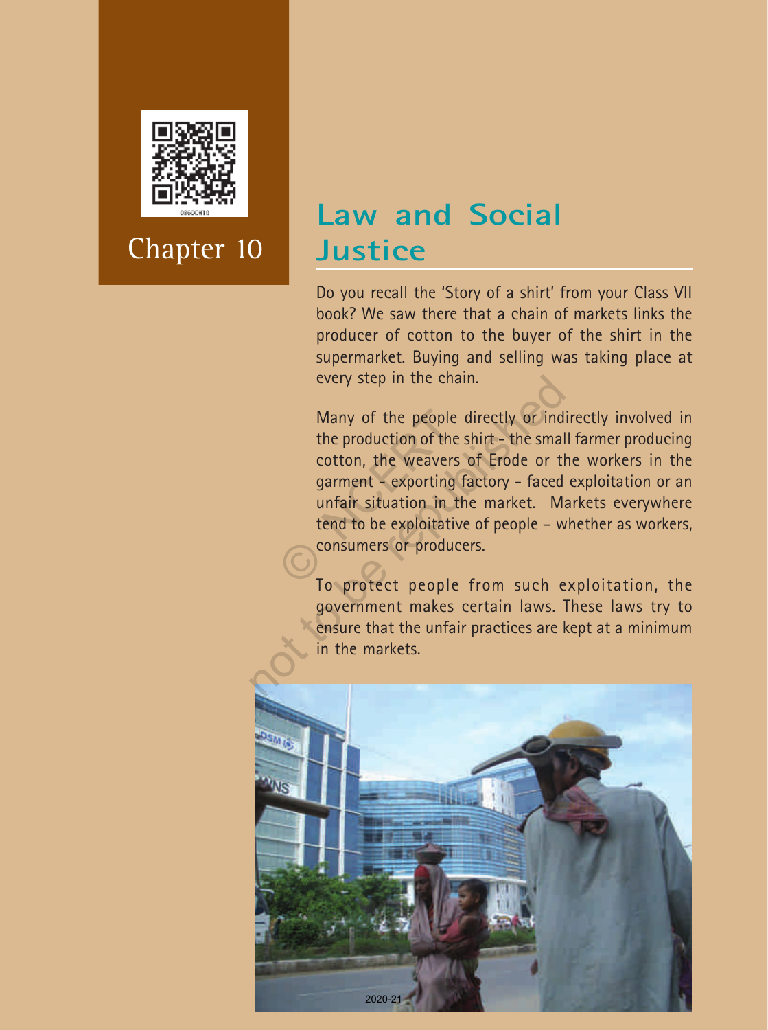Chapter 10

# Law and Social Justice

Do you recall the 'Story of a shirt' from your Class VII book? We saw there that a chain of markets links the producer of cotton to the buyer of the shirt in the supermarket. Buying and selling was taking place at every step in the chain.

Many of the people directly or indirectly involved in the production of the shirt - the small farmer producing cotton, the weavers of Erode or the workers in the garment - exporting factory - faced exploitation or an unfair situation in the market. Markets everywhere tend to be exploitative of people – whether as workers, consumers or producers.

To protect people from such exploitation, the government makes certain laws. These laws try to ensure that the unfair practices are kept at a minimum in the markets.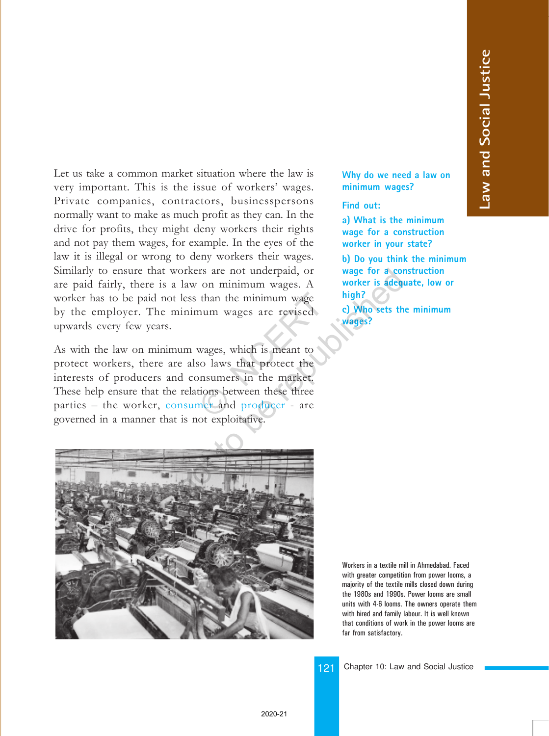Let us take a common market situation where the law is very important. This is the issue of workers' wages. Private companies, contractors, businesspersons normally want to make as much profit as they can. In the drive for profits, they might deny workers their rights and not pay them wages, for example. In the eyes of the law it is illegal or wrong to deny workers their wages. Similarly to ensure that workers are not underpaid, or are paid fairly, there is a law on minimum wages. A worker has to be paid not less than the minimum wage by the employer. The minimum wages are revised upwards every few years.

As with the law on minimum wages, which is meant to protect workers, there are also laws that protect the interests of producers and consumers in the market. These help ensure that the relations between these three parties – the worker, consumer and producer - are governed in a manner that is not exploitative.

**Why do we need a law on minimum wages?**

**Find out:**

**a) What is the minimum wage for a construction worker in your state?**

**b) Do you think the minimum wage for a construction worker is adequate, low or high?**

**c) Who sets the minimum wages?**

Workers in a textile mill in Ahmedabad. Faced with greater competition from power looms, a majority of the textile mills closed down during the 1980s and 1990s. Power looms are small units with 4-6 looms. The owners operate them with hired and family labour. It is well known that conditions of work in the power looms are far from satisfactory.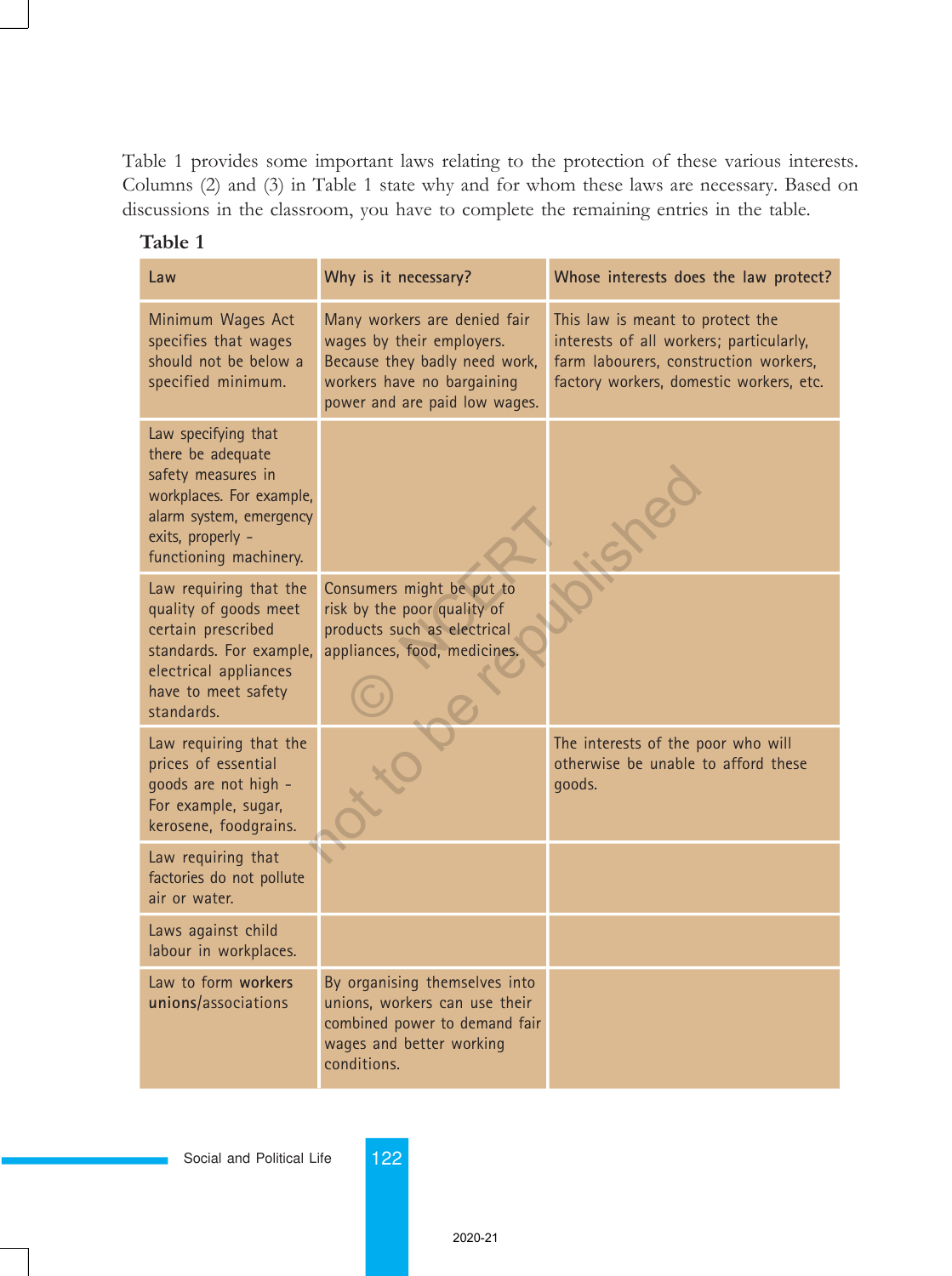Table 1 provides some important laws relating to the protection of these various interests. Columns (2) and (3) in Table 1 state why and for whom these laws are necessary. Based on discussions in the classroom, you have to complete the remaining entries in the table.

**Table 1**

| Law | Why is it necessary? | Whose interests does the law protect? |
|---|---|---|
| Minimum Wages Act specifies that wages should not be below a specified minimum. | Many workers are denied fair wages by their employers. Because they badly need work, workers have no bargaining power and are paid low wages. | This law is meant to protect the interests of all workers; particularly, farm labourers, construction workers, factory workers, domestic workers, etc. |
| Law specifying that there be adequate safety measures in workplaces. For example, alarm system, emergency exits, properly - functioning machinery. | | |
| Law requiring that the quality of goods meet certain prescribed standards. For example, electrical appliances have to meet safety standards. | Consumers might be put to risk by the poor quality of products such as electrical appliances, food, medicines. | |
| Law requiring that the prices of essential goods are not high - For example, sugar, kerosene, foodgrains. | | The interests of the poor who will otherwise be unable to afford these goods. |
| Law requiring that factories do not pollute air or water. | | |
| Laws against child labour in workplaces. | | |
| Law to form **workers unions**/associations | By organising themselves into unions, workers can use their combined power to demand fair wages and better working conditions. | |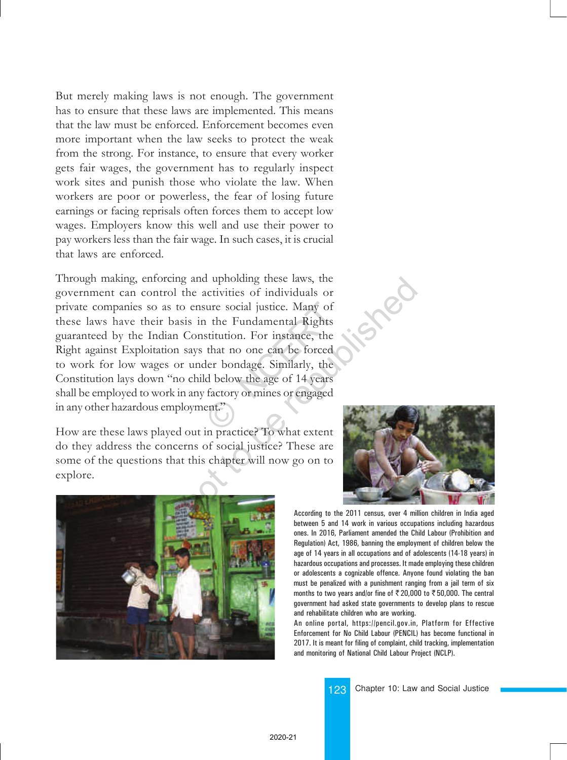But merely making laws is not enough. The government has to ensure that these laws are implemented. This means that the law must be enforced. Enforcement becomes even more important when the law seeks to protect the weak from the strong. For instance, to ensure that every worker gets fair wages, the government has to regularly inspect work sites and punish those who violate the law. When workers are poor or powerless, the fear of losing future earnings or facing reprisals often forces them to accept low wages. Employers know this well and use their power to pay workers less than the fair wage. In such cases, it is crucial that laws are enforced.

Through making, enforcing and upholding these laws, the government can control the activities of individuals or private companies so as to ensure social justice. Many of these laws have their basis in the Fundamental Rights guaranteed by the Indian Constitution. For instance, the Right against Exploitation says that no one can be forced to work for low wages or under bondage. Similarly, the Constitution lays down "no child below the age of 14 years shall be employed to work in any factory or mines or engaged in any other hazardous employment."

How are these laws played out in practice? To what extent do they address the concerns of social justice? These are some of the questions that this chapter will now go on to explore.

According to the 2011 census, over 4 million children in India aged between 5 and 14 work in various occupations including hazardous ones. In 2016, Parliament amended the Child Labour (Prohibition and Regulation) Act, 1986, banning the employment of children below the age of 14 years in all occupations and of adolescents (14-18 years) in hazardous occupations and processes. It made employing these children or adolescents a cognizable offence. Anyone found violating the ban must be penalized with a punishment ranging from a jail term of six months to two years and/or fine of ₹ 20,000 to ₹ 50,000. The central government had asked state governments to develop plans to rescue and rehabilitate children who are working.

An online portal, https://pencil.gov.in, Platform for Effective Enforcement for No Child Labour (PENCIL) has become functional in 2017. It is meant for filing of complaint, child tracking, implementation and monitoring of National Child Labour Project (NCLP).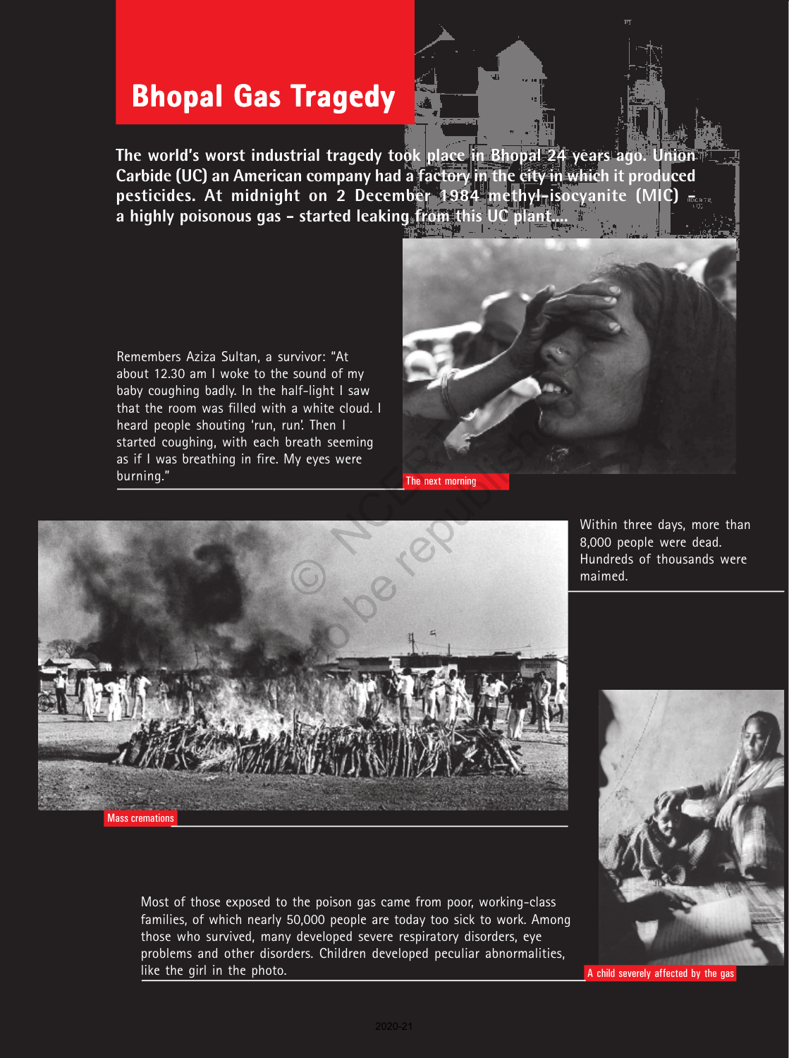# Bhopal Gas Tragedy

**The world's worst industrial tragedy took place in Bhopal 24 years ago. Union Carbide (UC) an American company had a factory in the city in which it produced pesticides. At midnight on 2 December 1984 methyl-isocyanite (MIC) – a highly poisonous gas – started leaking from this UC plant....**

Remembers Aziza Sultan, a survivor: "At about 12.30 am I woke to the sound of my baby coughing badly. In the half-light I saw that the room was filled with a white cloud. I heard people shouting 'run, run'. Then I started coughing, with each breath seeming as if I was breathing in fire. My eyes were burning."

The next morning

Within three days, more than 8,000 people were dead. Hundreds of thousands were maimed.

Mass cremations

Most of those exposed to the poison gas came from poor, working-class families, of which nearly 50,000 people are today too sick to work. Among those who survived, many developed severe respiratory disorders, eye problems and other disorders. Children developed peculiar abnormalities, like the girl in the photo.

A child severely affected by the gas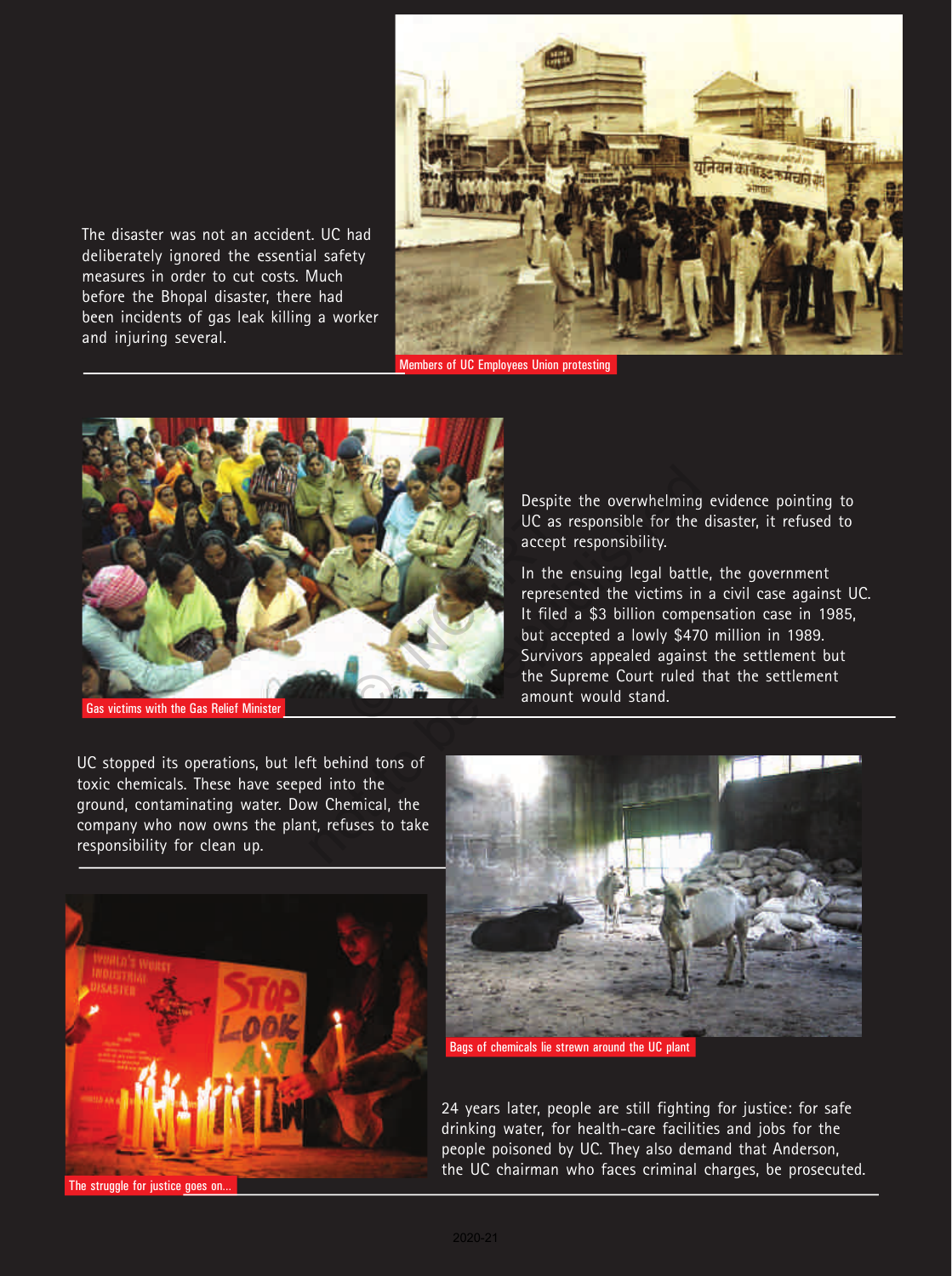The disaster was not an accident. UC had deliberately ignored the essential safety measures in order to cut costs. Much before the Bhopal disaster, there had been incidents of gas leak killing a worker and injuring several.

Members of UC Employees Union protesting

Gas victims with the Gas Relief Minister

Despite the overwhelming evidence pointing to UC as responsible for the disaster, it refused to accept responsibility.

In the ensuing legal battle, the government represented the victims in a civil case against UC. It filed a $3 billion compensation case in 1985, but accepted a lowly $470 million in 1989. Survivors appealed against the settlement but the Supreme Court ruled that the settlement amount would stand.

UC stopped its operations, but left behind tons of toxic chemicals. These have seeped into the ground, contaminating water. Dow Chemical, the company who now owns the plant, refuses to take responsibility for clean up.

Bags of chemicals lie strewn around the UC plant

The struggle for justice goes on...

24 years later, people are still fighting for justice: for safe drinking water, for health-care facilities and jobs for the people poisoned by UC. They also demand that Anderson, the UC chairman who faces criminal charges, be prosecuted.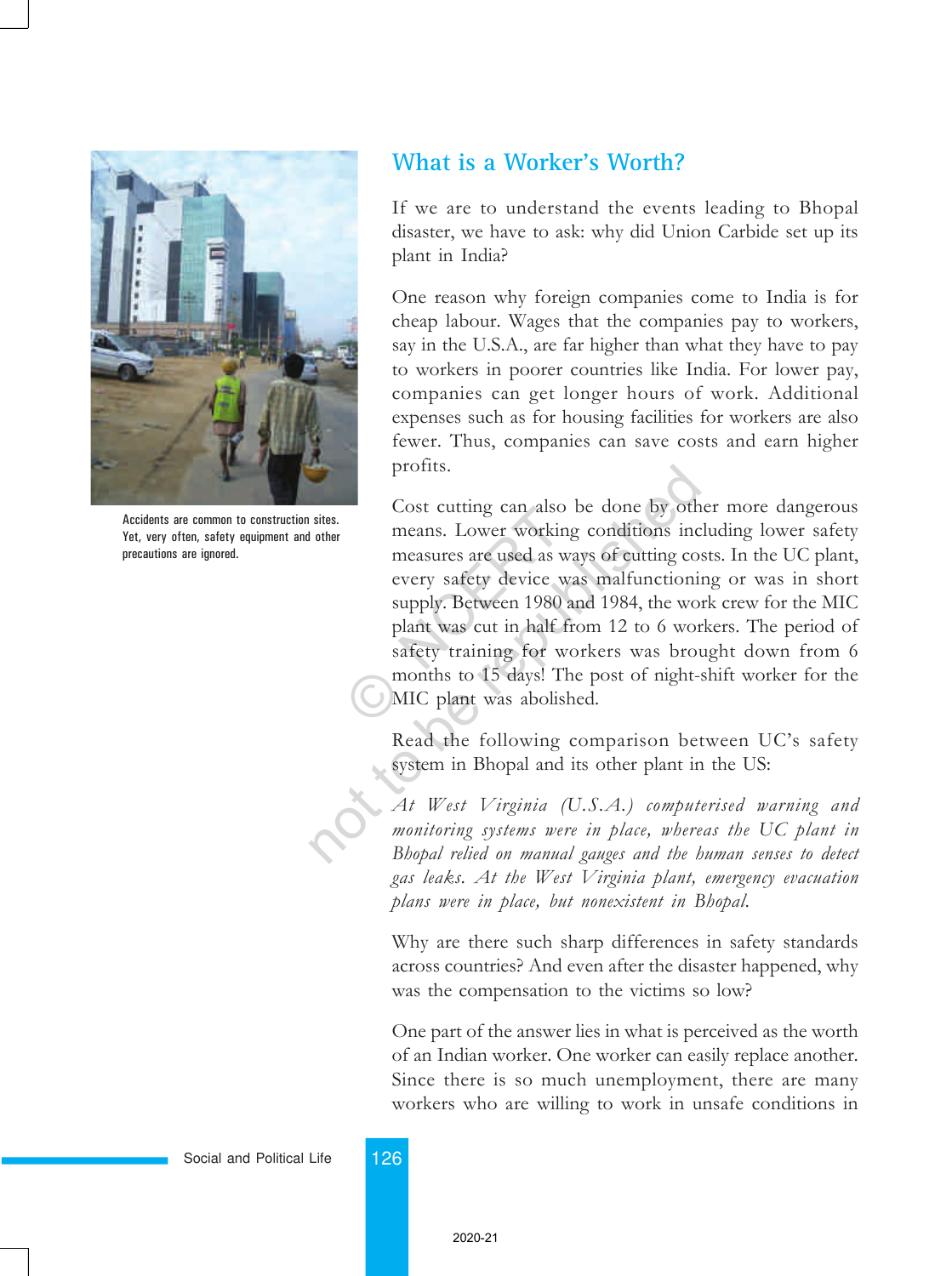Accidents are common to construction sites. Yet, very often, safety equipment and other precautions are ignored.

## What is a Worker's Worth?

If we are to understand the events leading to Bhopal disaster, we have to ask: why did Union Carbide set up its plant in India?

One reason why foreign companies come to India is for cheap labour. Wages that the companies pay to workers, say in the U.S.A., are far higher than what they have to pay to workers in poorer countries like India. For lower pay, companies can get longer hours of work. Additional expenses such as for housing facilities for workers are also fewer. Thus, companies can save costs and earn higher profits.

Cost cutting can also be done by other more dangerous means. Lower working conditions including lower safety measures are used as ways of cutting costs. In the UC plant, every safety device was malfunctioning or was in short supply. Between 1980 and 1984, the work crew for the MIC plant was cut in half from 12 to 6 workers. The period of safety training for workers was brought down from 6 months to 15 days! The post of night-shift worker for the MIC plant was abolished.

Read the following comparison between UC's safety system in Bhopal and its other plant in the US:

*At West Virginia (U.S.A.) computerised warning and monitoring systems were in place, whereas the UC plant in Bhopal relied on manual gauges and the human senses to detect gas leaks. At the West Virginia plant, emergency evacuation plans were in place, but nonexistent in Bhopal.*

Why are there such sharp differences in safety standards across countries? And even after the disaster happened, why was the compensation to the victims so low?

One part of the answer lies in what is perceived as the worth of an Indian worker. One worker can easily replace another. Since there is so much unemployment, there are many workers who are willing to work in unsafe conditions in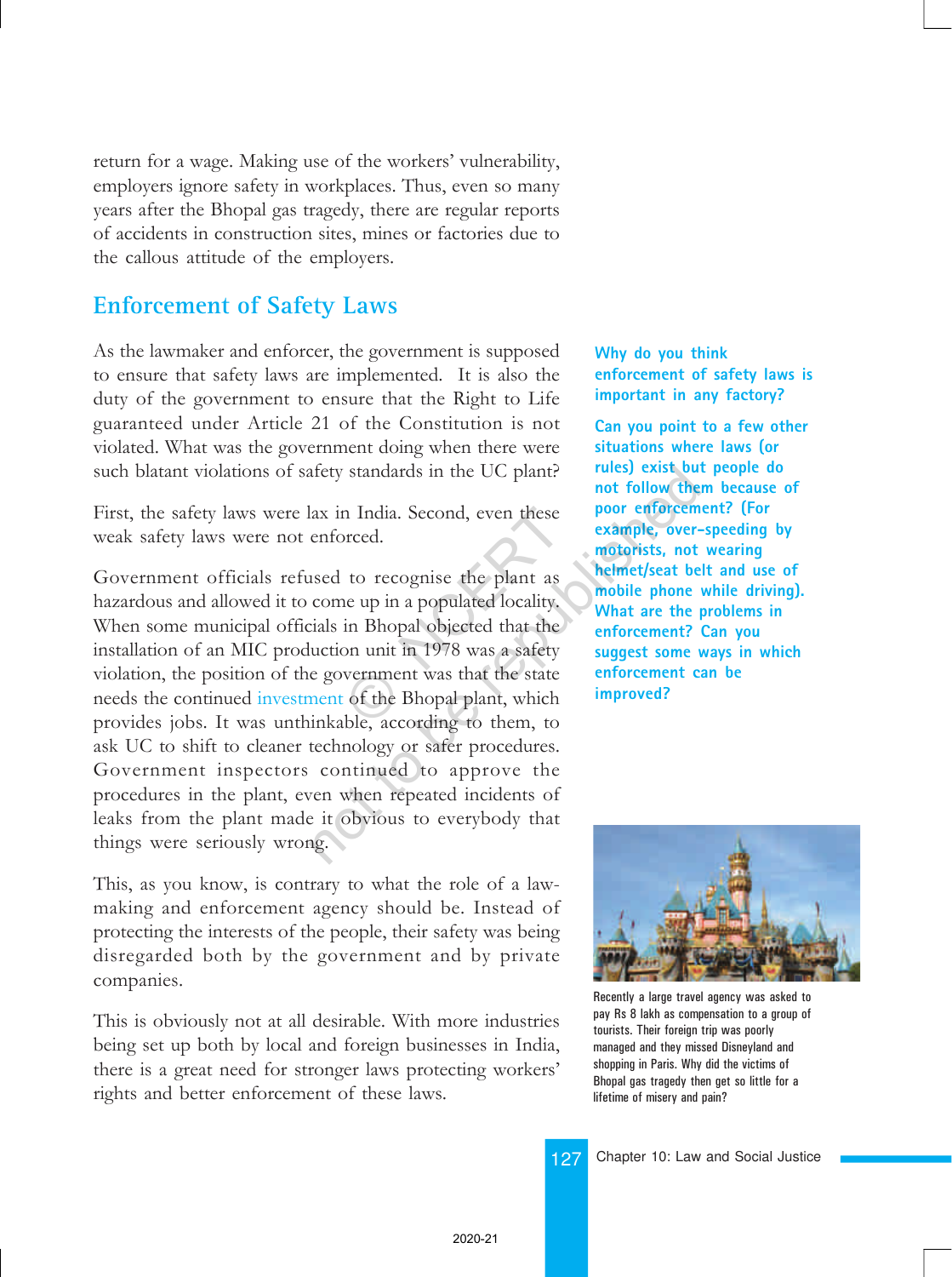return for a wage. Making use of the workers' vulnerability, employers ignore safety in workplaces. Thus, even so many years after the Bhopal gas tragedy, there are regular reports of accidents in construction sites, mines or factories due to the callous attitude of the employers.

## Enforcement of Safety Laws

As the lawmaker and enforcer, the government is supposed to ensure that safety laws are implemented. It is also the duty of the government to ensure that the Right to Life guaranteed under Article 21 of the Constitution is not violated. What was the government doing when there were such blatant violations of safety standards in the UC plant?

First, the safety laws were lax in India. Second, even these weak safety laws were not enforced.

Government officials refused to recognise the plant as hazardous and allowed it to come up in a populated locality. When some municipal officials in Bhopal objected that the installation of an MIC production unit in 1978 was a safety violation, the position of the government was that the state needs the continued investment of the Bhopal plant, which provides jobs. It was unthinkable, according to them, to ask UC to shift to cleaner technology or safer procedures. Government inspectors continued to approve the procedures in the plant, even when repeated incidents of leaks from the plant made it obvious to everybody that things were seriously wrong.

This, as you know, is contrary to what the role of a law-making and enforcement agency should be. Instead of protecting the interests of the people, their safety was being disregarded both by the government and by private companies.

This is obviously not at all desirable. With more industries being set up both by local and foreign businesses in India, there is a great need for stronger laws protecting workers' rights and better enforcement of these laws.

**Why do you think enforcement of safety laws is important in any factory?**

**Can you point to a few other situations where laws (or rules) exist but people do not follow them because of poor enforcement? (For example, over-speeding by motorists, not wearing helmet/seat belt and use of mobile phone while driving). What are the problems in enforcement? Can you suggest some ways in which enforcement can be improved?**

Recently a large travel agency was asked to pay Rs 8 lakh as compensation to a group of tourists. Their foreign trip was poorly managed and they missed Disneyland and shopping in Paris. Why did the victims of Bhopal gas tragedy then get so little for a lifetime of misery and pain?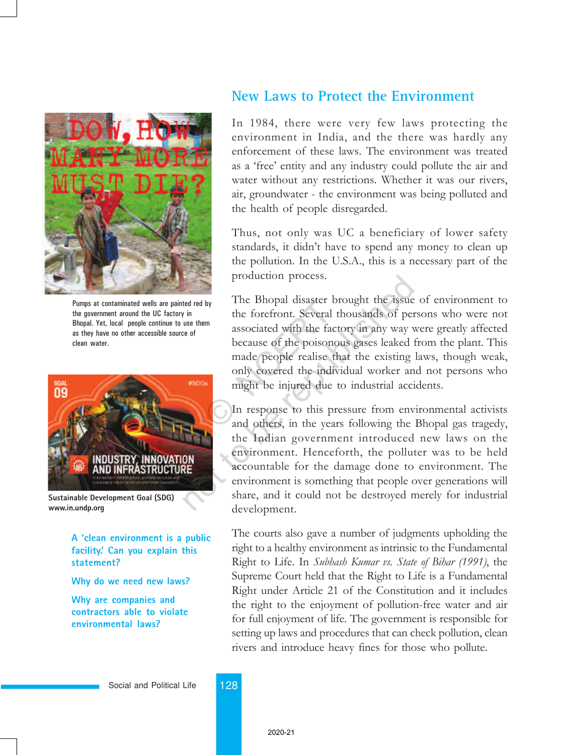## New Laws to Protect the Environment

Pumps at contaminated wells are painted red by the government around the UC factory in Bhopal. Yet, local people continue to use them as they have no other accessible source of clean water.

Sustainable Development Goal (SDG) www.in.undp.org

In 1984, there were very few laws protecting the environment in India, and the there was hardly any enforcement of these laws. The environment was treated as a 'free' entity and any industry could pollute the air and water without any restrictions. Whether it was our rivers, air, groundwater - the environment was being polluted and the health of people disregarded.

Thus, not only was UC a beneficiary of lower safety standards, it didn't have to spend any money to clean up the pollution. In the U.S.A., this is a necessary part of the production process.

The Bhopal disaster brought the issue of environment to the forefront. Several thousands of persons who were not associated with the factory in any way were greatly affected because of the poisonous gases leaked from the plant. This made people realise that the existing laws, though weak, only covered the individual worker and not persons who might be injured due to industrial accidents.

In response to this pressure from environmental activists and others, in the years following the Bhopal gas tragedy, the Indian government introduced new laws on the environment. Henceforth, the polluter was to be held accountable for the damage done to environment. The environment is something that people over generations will share, and it could not be destroyed merely for industrial development.

The courts also gave a number of judgments upholding the right to a healthy environment as intrinsic to the Fundamental Right to Life. In *Subhash Kumar vs. State of Bihar (1991)*, the Supreme Court held that the Right to Life is a Fundamental Right under Article 21 of the Constitution and it includes the right to the enjoyment of pollution-free water and air for full enjoyment of life. The government is responsible for setting up laws and procedures that can check pollution, clean rivers and introduce heavy fines for those who pollute.

**A 'clean environment is a public facility.' Can you explain this statement?**

**Why do we need new laws?**

**Why are companies and contractors able to violate environmental laws?**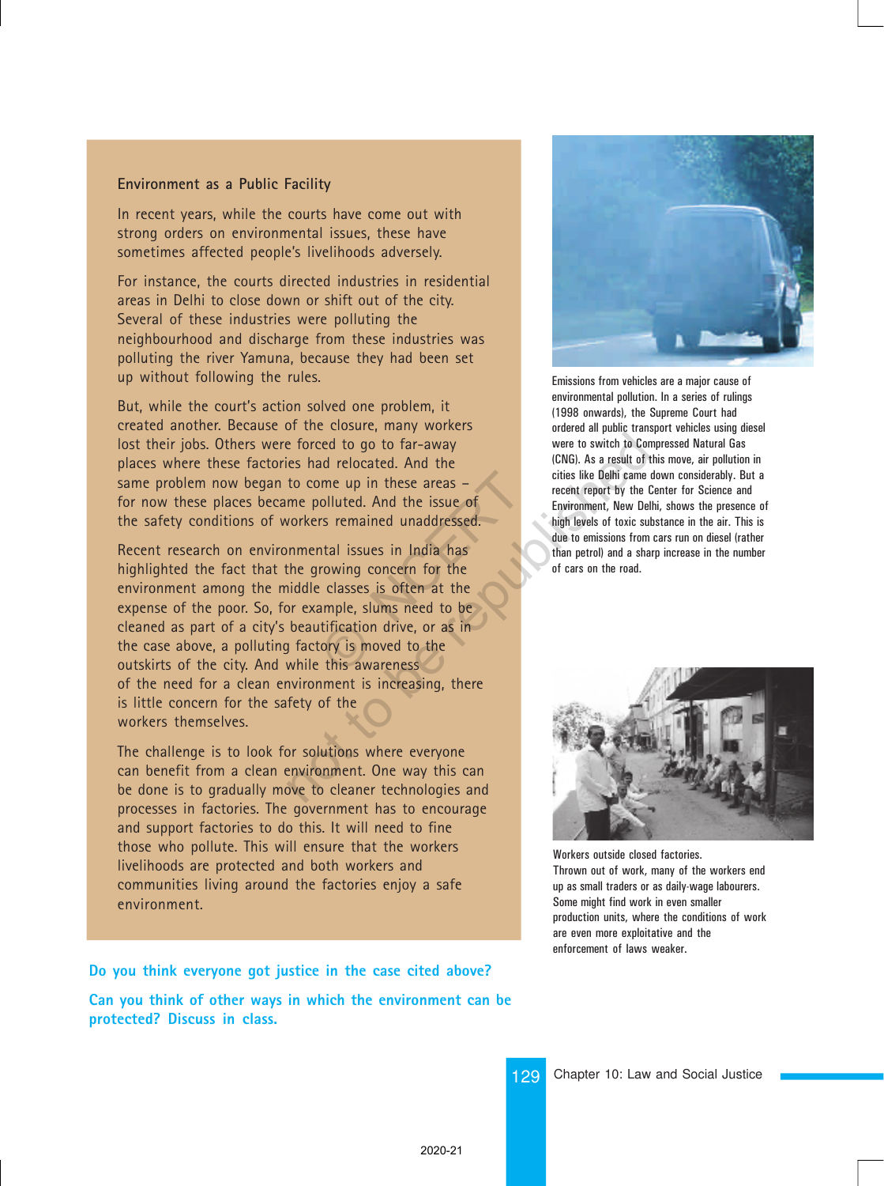### Environment as a Public Facility

In recent years, while the courts have come out with strong orders on environmental issues, these have sometimes affected people's livelihoods adversely.

For instance, the courts directed industries in residential areas in Delhi to close down or shift out of the city. Several of these industries were polluting the neighbourhood and discharge from these industries was polluting the river Yamuna, because they had been set up without following the rules.

But, while the court's action solved one problem, it created another. Because of the closure, many workers lost their jobs. Others were forced to go to far-away places where these factories had relocated. And the same problem now began to come up in these areas – for now these places became polluted. And the issue of the safety conditions of workers remained unaddressed.

Recent research on environmental issues in India has highlighted the fact that the growing concern for the environment among the middle classes is often at the expense of the poor. So, for example, slums need to be cleaned as part of a city's beautification drive, or as in the case above, a polluting factory is moved to the outskirts of the city. And while this awareness of the need for a clean environment is increasing, there is little concern for the safety of the workers themselves.

The challenge is to look for solutions where everyone can benefit from a clean environment. One way this can be done is to gradually move to cleaner technologies and processes in factories. The government has to encourage and support factories to do this. It will need to fine those who pollute. This will ensure that the workers livelihoods are protected and both workers and communities living around the factories enjoy a safe environment.

**Do you think everyone got justice in the case cited above?**

**Can you think of other ways in which the environment can be protected? Discuss in class.**

Emissions from vehicles are a major cause of environmental pollution. In a series of rulings (1998 onwards), the Supreme Court had ordered all public transport vehicles using diesel were to switch to Compressed Natural Gas (CNG). As a result of this move, air pollution in cities like Delhi came down considerably. But a recent report by the Center for Science and Environment, New Delhi, shows the presence of high levels of toxic substance in the air. This is due to emissions from cars run on diesel (rather than petrol) and a sharp increase in the number of cars on the road.

Workers outside closed factories. Thrown out of work, many of the workers end up as small traders or as daily-wage labourers. Some might find work in even smaller production units, where the conditions of work are even more exploitative and the enforcement of laws weaker.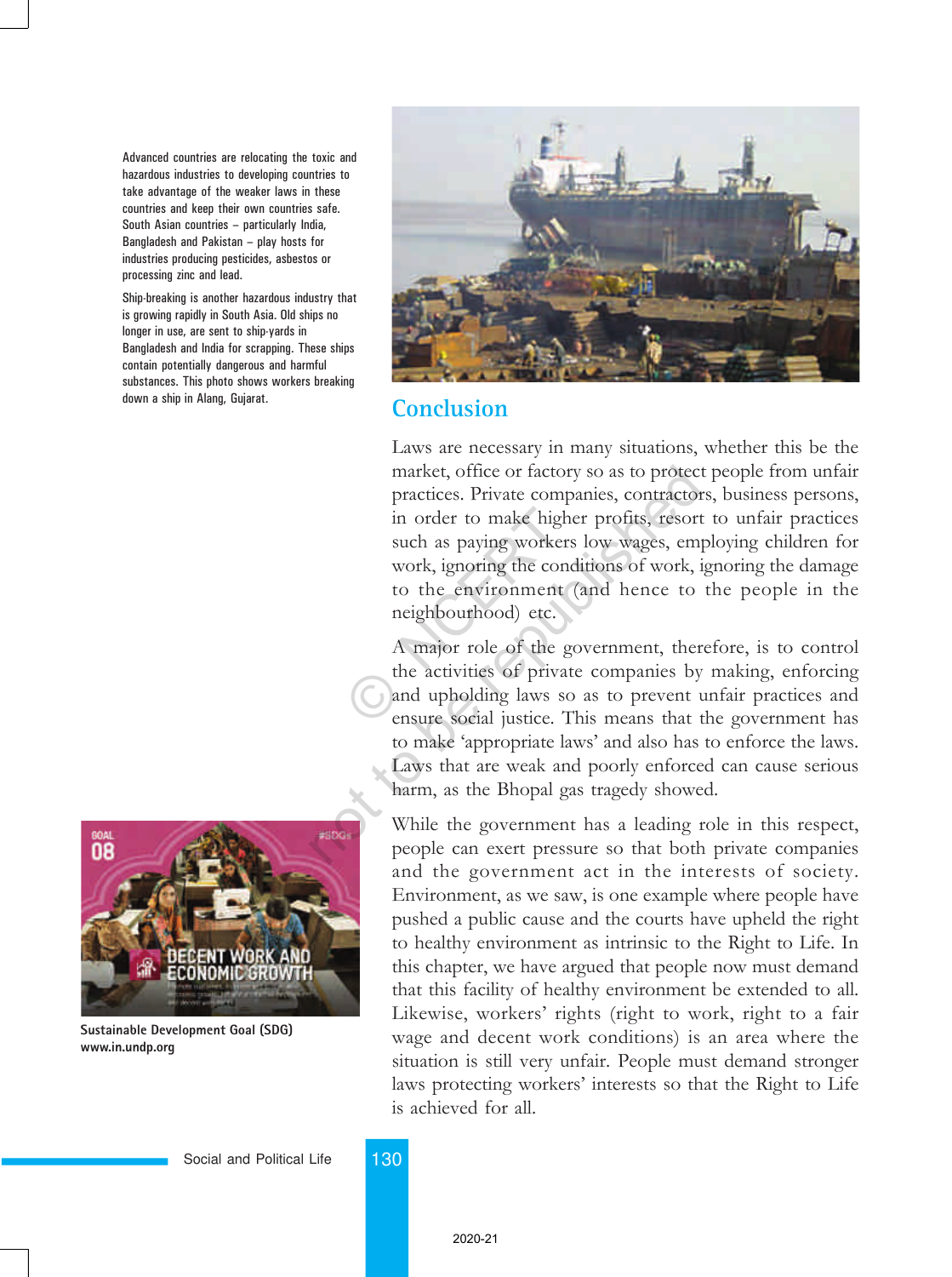Advanced countries are relocating the toxic and hazardous industries to developing countries to take advantage of the weaker laws in these countries and keep their own countries safe. South Asian countries – particularly India, Bangladesh and Pakistan – play hosts for industries producing pesticides, asbestos or processing zinc and lead.

Ship-breaking is another hazardous industry that is growing rapidly in South Asia. Old ships no longer in use, are sent to ship-yards in Bangladesh and India for scrapping. These ships contain potentially dangerous and harmful substances. This photo shows workers breaking down a ship in Alang, Gujarat.

## Conclusion

Laws are necessary in many situations, whether this be the market, office or factory so as to protect people from unfair practices. Private companies, contractors, business persons, in order to make higher profits, resort to unfair practices such as paying workers low wages, employing children for work, ignoring the conditions of work, ignoring the damage to the environment (and hence to the people in the neighbourhood) etc.

A major role of the government, therefore, is to control the activities of private companies by making, enforcing and upholding laws so as to prevent unfair practices and ensure social justice. This means that the government has to make 'appropriate laws' and also has to enforce the laws. Laws that are weak and poorly enforced can cause serious harm, as the Bhopal gas tragedy showed.

While the government has a leading role in this respect, people can exert pressure so that both private companies and the government act in the interests of society. Environment, as we saw, is one example where people have pushed a public cause and the courts have upheld the right to healthy environment as intrinsic to the Right to Life. In this chapter, we have argued that people now must demand that this facility of healthy environment be extended to all. Likewise, workers' rights (right to work, right to a fair wage and decent work conditions) is an area where the situation is still very unfair. People must demand stronger laws protecting workers' interests so that the Right to Life is achieved for all.

**Sustainable Development Goal (SDG)**
**www.in.undp.org**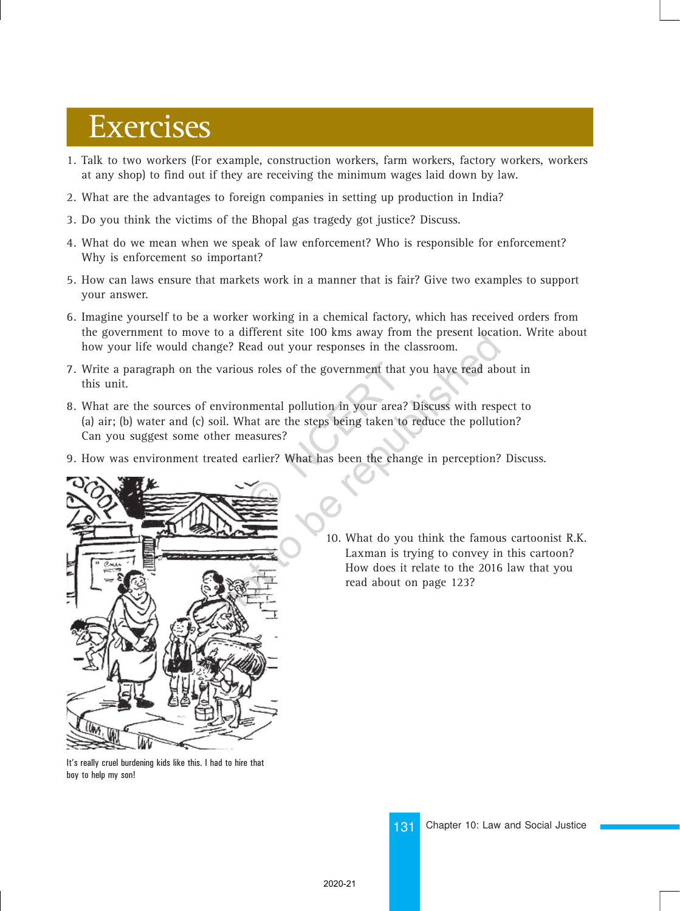# Exercises

1. Talk to two workers (For example, construction workers, farm workers, factory workers, workers at any shop) to find out if they are receiving the minimum wages laid down by law.

2. What are the advantages to foreign companies in setting up production in India?

3. Do you think the victims of the Bhopal gas tragedy got justice? Discuss.

4. What do we mean when we speak of law enforcement? Who is responsible for enforcement? Why is enforcement so important?

5. How can laws ensure that markets work in a manner that is fair? Give two examples to support your answer.

6. Imagine yourself to be a worker working in a chemical factory, which has received orders from the government to move to a different site 100 kms away from the present location. Write about how your life would change? Read out your responses in the classroom.

7. Write a paragraph on the various roles of the government that you have read about in this unit.

8. What are the sources of environmental pollution in your area? Discuss with respect to (a) air; (b) water and (c) soil. What are the steps being taken to reduce the pollution? Can you suggest some other measures?

9. How was environment treated earlier? What has been the change in perception? Discuss.

10. What do you think the famous cartoonist R.K. Laxman is trying to convey in this cartoon? How does it relate to the 2016 law that you read about on page 123?

It's really cruel burdening kids like this. I had to hire that boy to help my son!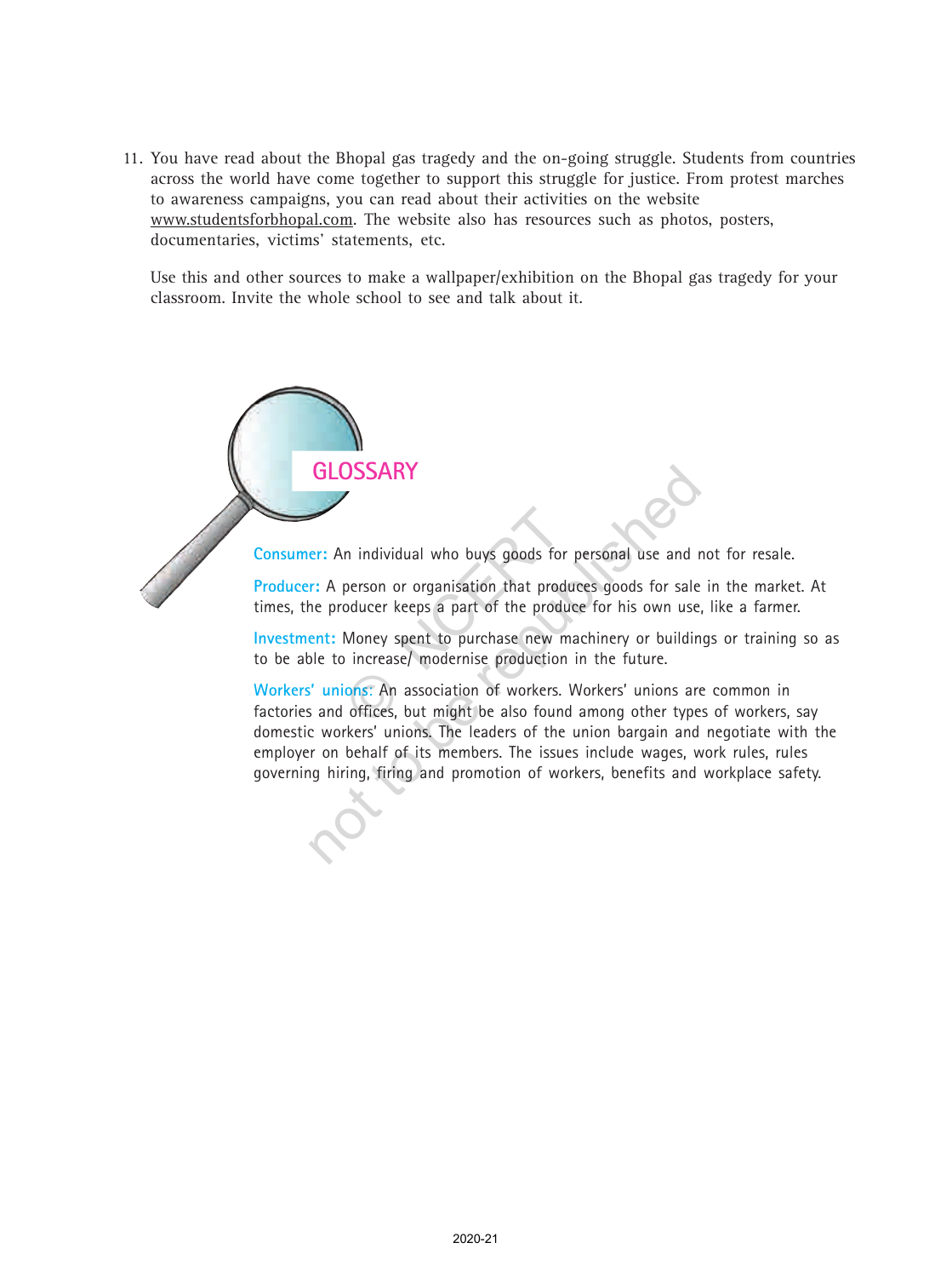11. You have read about the Bhopal gas tragedy and the on-going struggle. Students from countries across the world have come together to support this struggle for justice. From protest marches to awareness campaigns, you can read about their activities on the website www.studentsforbhopal.com. The website also has resources such as photos, posters, documentaries, victims' statements, etc.

    Use this and other sources to make a wallpaper/exhibition on the Bhopal gas tragedy for your classroom. Invite the whole school to see and talk about it.

## GLOSSARY

**Consumer:** An individual who buys goods for personal use and not for resale.

**Producer:** A person or organisation that produces goods for sale in the market. At times, the producer keeps a part of the produce for his own use, like a farmer.

**Investment:** Money spent to purchase new machinery or buildings or training so as to be able to increase/ modernise production in the future.

**Workers' unions:** An association of workers. Workers' unions are common in factories and offices, but might be also found among other types of workers, say domestic workers' unions. The leaders of the union bargain and negotiate with the employer on behalf of its members. The issues include wages, work rules, rules governing hiring, firing and promotion of workers, benefits and workplace safety.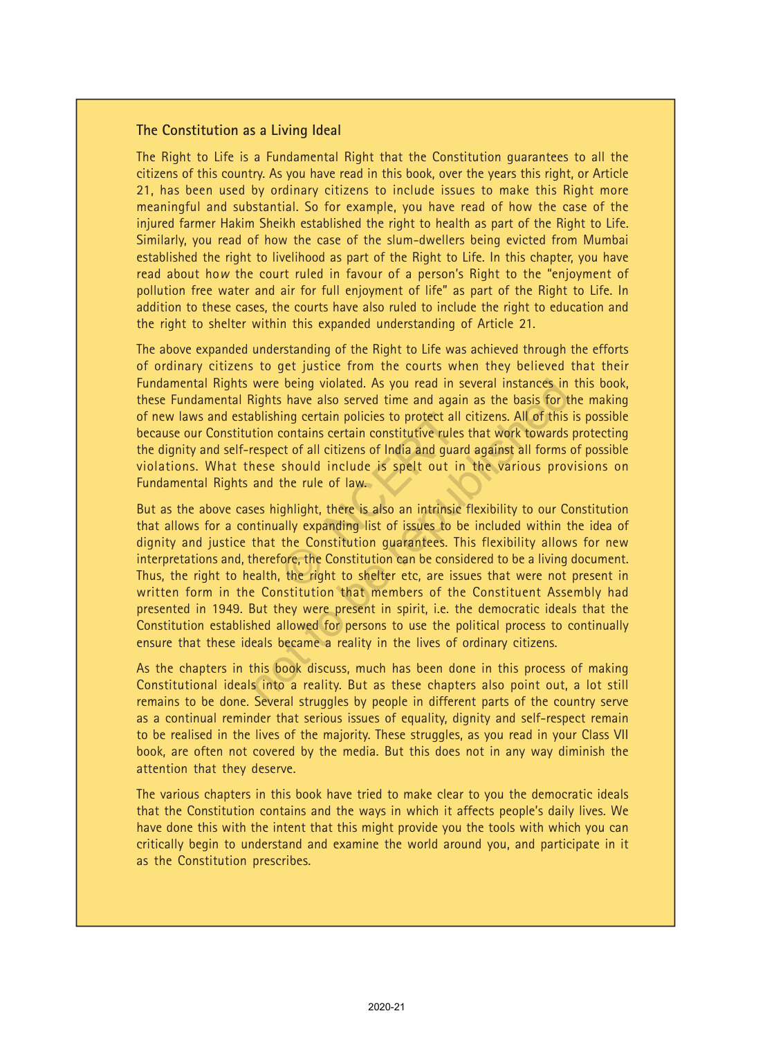### The Constitution as a Living Ideal

The Right to Life is a Fundamental Right that the Constitution guarantees to all the citizens of this country. As you have read in this book, over the years this right, or Article 21, has been used by ordinary citizens to include issues to make this Right more meaningful and substantial. So for example, you have read of how the case of the injured farmer Hakim Sheikh established the right to health as part of the Right to Life. Similarly, you read of how the case of the slum-dwellers being evicted from Mumbai established the right to livelihood as part of the Right to Life. In this chapter, you have read about how the court ruled in favour of a person's Right to the "enjoyment of pollution free water and air for full enjoyment of life" as part of the Right to Life. In addition to these cases, the courts have also ruled to include the right to education and the right to shelter within this expanded understanding of Article 21.

The above expanded understanding of the Right to Life was achieved through the efforts of ordinary citizens to get justice from the courts when they believed that their Fundamental Rights were being violated. As you read in several instances in this book, these Fundamental Rights have also served time and again as the basis for the making of new laws and establishing certain policies to protect all citizens. All of this is possible because our Constitution contains certain constitutive rules that work towards protecting the dignity and self-respect of all citizens of India and guard against all forms of possible violations. What these should include is spelt out in the various provisions on Fundamental Rights and the rule of law.

But as the above cases highlight, there is also an intrinsic flexibility to our Constitution that allows for a continually expanding list of issues to be included within the idea of dignity and justice that the Constitution guarantees. This flexibility allows for new interpretations and, therefore, the Constitution can be considered to be a living document. Thus, the right to health, the right to shelter etc, are issues that were not present in written form in the Constitution that members of the Constituent Assembly had presented in 1949. But they were present in spirit, i.e. the democratic ideals that the Constitution established allowed for persons to use the political process to continually ensure that these ideals became a reality in the lives of ordinary citizens.

As the chapters in this book discuss, much has been done in this process of making Constitutional ideals into a reality. But as these chapters also point out, a lot still remains to be done. Several struggles by people in different parts of the country serve as a continual reminder that serious issues of equality, dignity and self-respect remain to be realised in the lives of the majority. These struggles, as you read in your Class VII book, are often not covered by the media. But this does not in any way diminish the attention that they deserve.

The various chapters in this book have tried to make clear to you the democratic ideals that the Constitution contains and the ways in which it affects people's daily lives. We have done this with the intent that this might provide you the tools with which you can critically begin to understand and examine the world around you, and participate in it as the Constitution prescribes.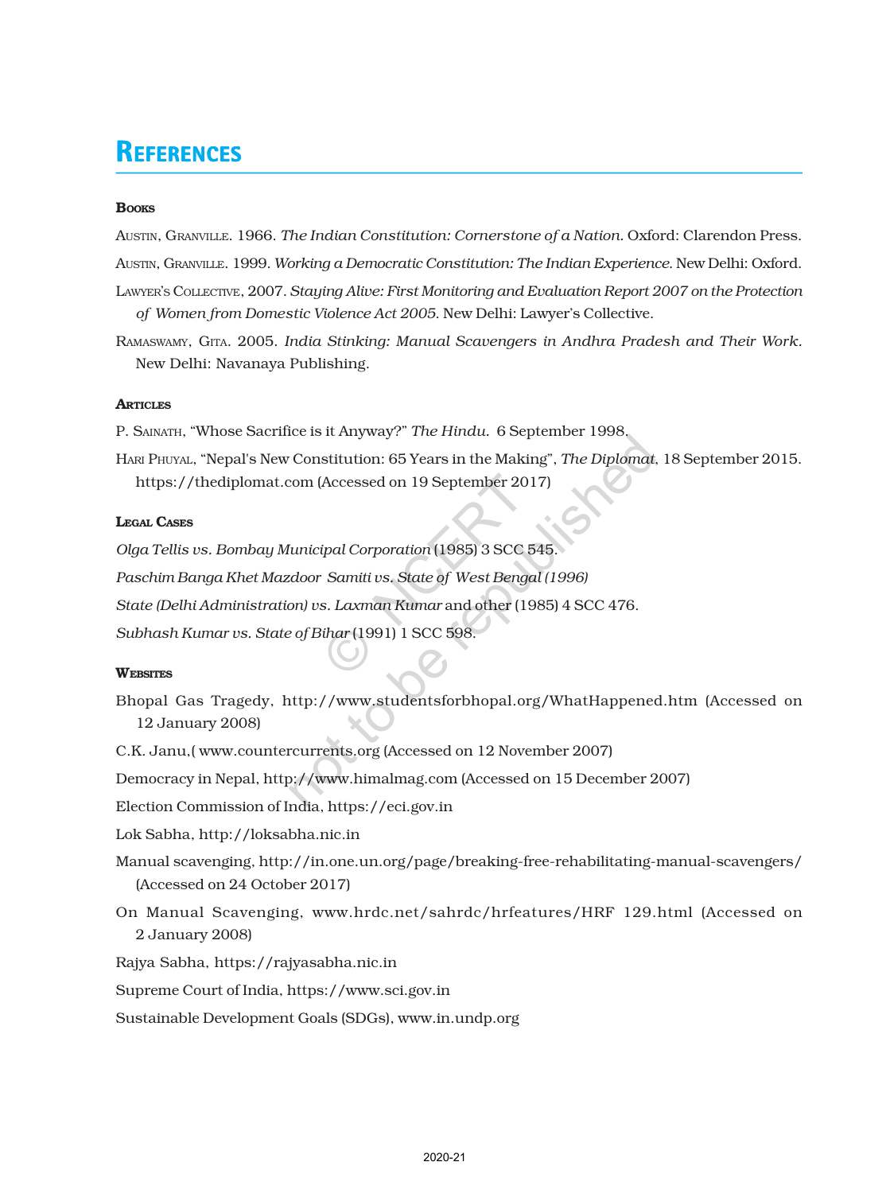# References

### Books

Austin, Granville. 1966. *The Indian Constitution: Cornerstone of a Nation.* Oxford: Clarendon Press.

Austin, Granville. 1999. *Working a Democratic Constitution: The Indian Experience.* New Delhi: Oxford.

Lawyer's Collective, 2007. *Staying Alive: First Monitoring and Evaluation Report 2007 on the Protection of Women from Domestic Violence Act 2005.* New Delhi: Lawyer's Collective.

Ramaswamy, Gita. 2005. *India Stinking: Manual Scavengers in Andhra Pradesh and Their Work.* New Delhi: Navanaya Publishing.

### Articles

P. Sainath, "Whose Sacrifice is it Anyway?" *The Hindu.* 6 September 1998.

Hari Phuyal, "Nepal's New Constitution: 65 Years in the Making", *The Diplomat*, 18 September 2015. https://thediplomat.com (Accessed on 19 September 2017)

### Legal Cases

*Olga Tellis vs. Bombay Municipal Corporation* (1985) 3 SCC 545.

*Paschim Banga Khet Mazdoor Samiti vs. State of West Bengal (1996)*

*State (Delhi Administration) vs. Laxman Kumar* and other (1985) 4 SCC 476.

*Subhash Kumar vs. State of Bihar* (1991) 1 SCC 598.

### Websites

Bhopal Gas Tragedy, http://www.studentsforbhopal.org/WhatHappened.htm (Accessed on 12 January 2008)

C.K. Janu,( www.countercurrents.org (Accessed on 12 November 2007)

Democracy in Nepal, http://www.himalmag.com (Accessed on 15 December 2007)

Election Commission of India, https://eci.gov.in

Lok Sabha, http://loksabha.nic.in

Manual scavenging, http://in.one.un.org/page/breaking-free-rehabilitating-manual-scavengers/ (Accessed on 24 October 2017)

On Manual Scavenging, www.hrdc.net/sahrdc/hrfeatures/HRF 129.html (Accessed on 2 January 2008)

Rajya Sabha, https://rajyasabha.nic.in

Supreme Court of India, https://www.sci.gov.in

Sustainable Development Goals (SDGs), www.in.undp.org